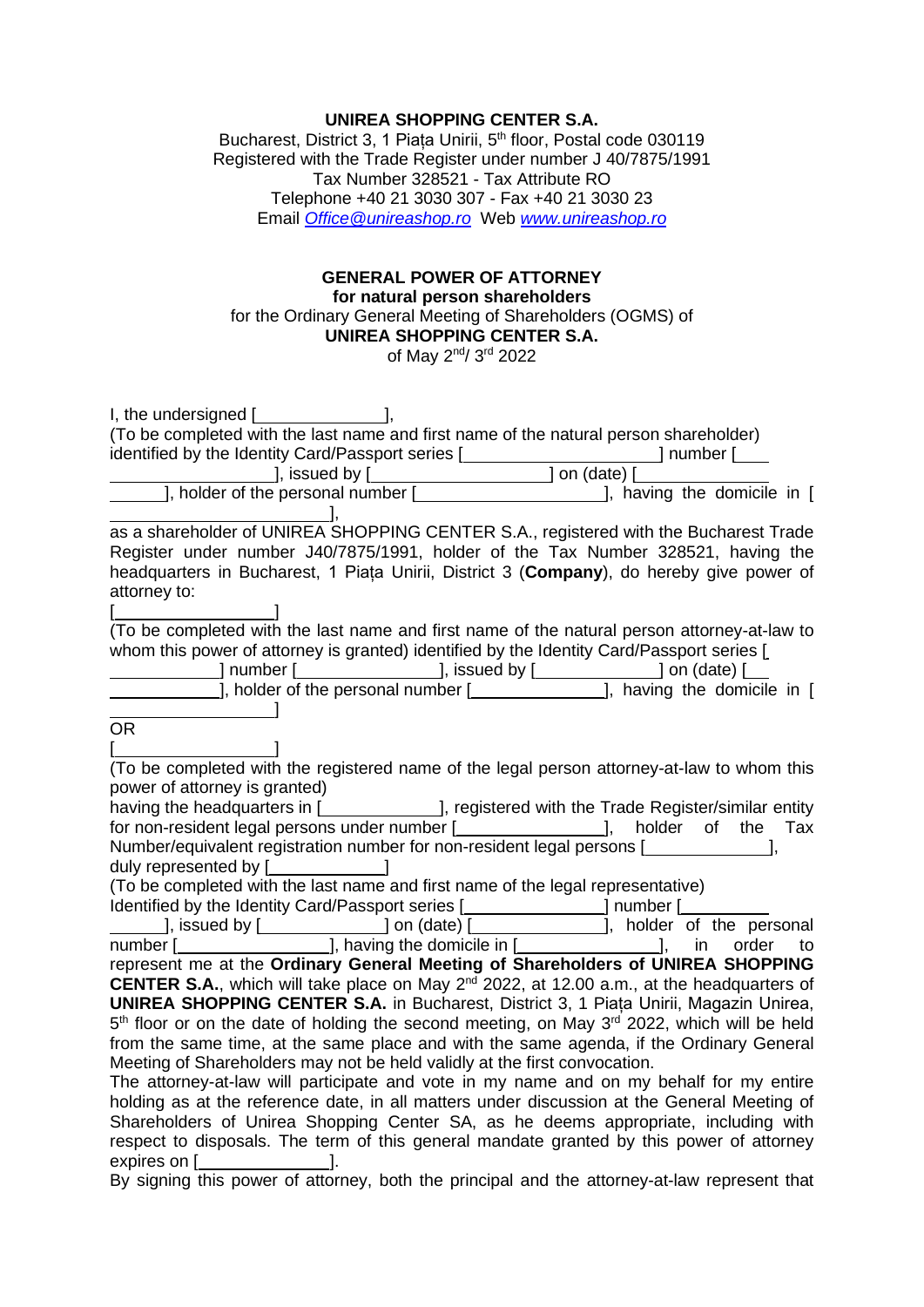**UNIREA SHOPPING CENTER S.A.**

Bucharest, District 3, 1 Piața Unirii, 5th floor, Postal code 030119
Registered with the Trade Register under number J 40/7875/1991
Tax Number 328521 - Tax Attribute RO
Telephone +40 21 3030 307 - Fax +40 21 3030 23
Email *Office@unireashop.ro* Web *www.unireashop.ro*

**GENERAL POWER OF ATTORNEY**
**for natural person shareholders**
for the Ordinary General Meeting of Shareholders (OGMS) of
**UNIREA SHOPPING CENTER S.A.**
of May 2nd/ 3rd 2022

I, the undersigned [_______________],
(To be completed with the last name and first name of the natural person shareholder)
identified by the Identity Card/Passport series [_______________________] number [_______________________], issued by [_____________________] on (date) [_______________________], holder of the personal number [_____________________], having the domicile in [_____________________],
as a shareholder of UNIREA SHOPPING CENTER S.A., registered with the Bucharest Trade Register under number J40/7875/1991, holder of the Tax Number 328521, having the headquarters in Bucharest, 1 Piața Unirii, District 3 (**Company**), do hereby give power of attorney to:

[___________________]
(To be completed with the last name and first name of the natural person attorney-at-law to whom this power of attorney is granted) identified by the Identity Card/Passport series [_____________] number [________________], issued by [_______________] on (date) [_______________], holder of the personal number [________________], having the domicile in [___________________]

OR

[___________________]
(To be completed with the registered name of the legal person attorney-at-law to whom this power of attorney is granted)
having the headquarters in [______________], registered with the Trade Register/similar entity for non-resident legal persons under number [_________________], holder of the Tax Number/equivalent registration number for non-resident legal persons [______________], duly represented by [______________]
(To be completed with the last name and first name of the legal representative)
Identified by the Identity Card/Passport series [_________________] number [_______________], issued by [______________] on (date) [________________], holder of the personal number [__________________], having the domicile in [________________], in order to represent me at the **Ordinary General Meeting of Shareholders of UNIREA SHOPPING CENTER S.A.**, which will take place on May 2nd 2022, at 12.00 a.m., at the headquarters of **UNIREA SHOPPING CENTER S.A.** in Bucharest, District 3, 1 Piața Unirii, Magazin Unirea, 5th floor or on the date of holding the second meeting, on May 3rd 2022, which will be held from the same time, at the same place and with the same agenda, if the Ordinary General Meeting of Shareholders may not be held validly at the first convocation.

The attorney-at-law will participate and vote in my name and on my behalf for my entire holding as at the reference date, in all matters under discussion at the General Meeting of Shareholders of Unirea Shopping Center SA, as he deems appropriate, including with respect to disposals. The term of this general mandate granted by this power of attorney expires on [________________].

By signing this power of attorney, both the principal and the attorney-at-law represent that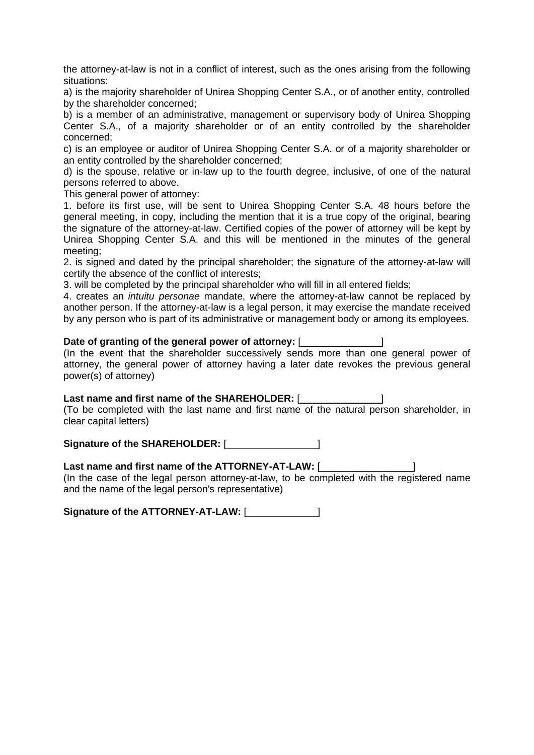the attorney-at-law is not in a conflict of interest, such as the ones arising from the following situations:

a) is the majority shareholder of Unirea Shopping Center S.A., or of another entity, controlled by the shareholder concerned;

b) is a member of an administrative, management or supervisory body of Unirea Shopping Center S.A., of a majority shareholder or of an entity controlled by the shareholder concerned;

c) is an employee or auditor of Unirea Shopping Center S.A. or of a majority shareholder or an entity controlled by the shareholder concerned;

d) is the spouse, relative or in-law up to the fourth degree, inclusive, of one of the natural persons referred to above.

This general power of attorney:

1. before its first use, will be sent to Unirea Shopping Center S.A. 48 hours before the general meeting, in copy, including the mention that it is a true copy of the original, bearing the signature of the attorney-at-law. Certified copies of the power of attorney will be kept by Unirea Shopping Center S.A. and this will be mentioned in the minutes of the general meeting;
2. is signed and dated by the principal shareholder; the signature of the attorney-at-law will certify the absence of the conflict of interests;
3. will be completed by the principal shareholder who will fill in all entered fields;
4. creates an *intuitu personae* mandate, where the attorney-at-law cannot be replaced by another person. If the attorney-at-law is a legal person, it may exercise the mandate received by any person who is part of its administrative or management body or among its employees.

**Date of granting of the general power of attorney:** [ ]
(In the event that the shareholder successively sends more than one general power of attorney, the general power of attorney having a later date revokes the previous general power(s) of attorney)

**Last name and first name of the SHAREHOLDER:** [ ]
(To be completed with the last name and first name of the natural person shareholder, in clear capital letters)

**Signature of the SHAREHOLDER:** [ ]

**Last name and first name of the ATTORNEY-AT-LAW:** [ ]
(In the case of the legal person attorney-at-law, to be completed with the registered name and the name of the legal person's representative)

**Signature of the ATTORNEY-AT-LAW:** [ ]